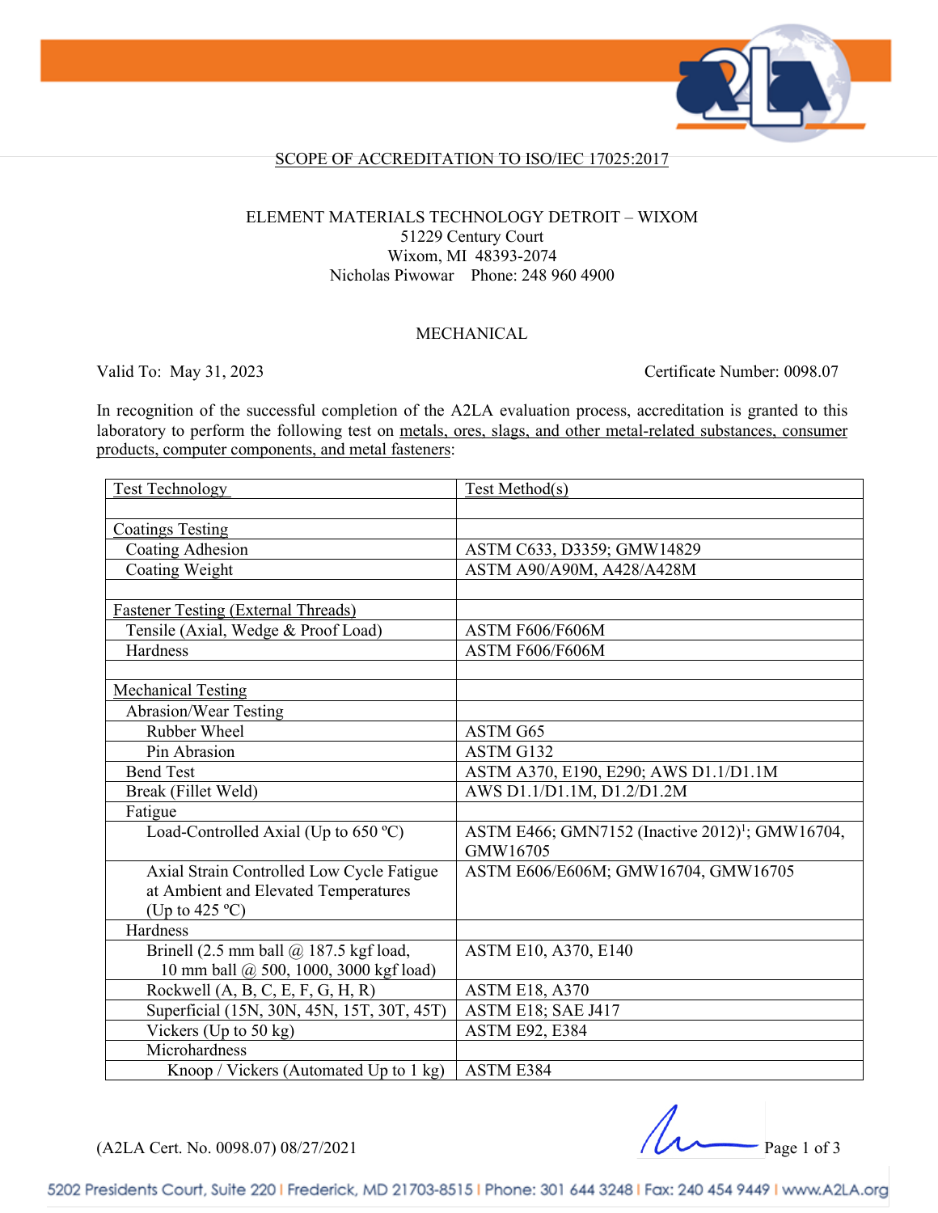## SCOPE OF ACCREDITATION TO ISO/IEC 17025:2017

ELEMENT MATERIALS TECHNOLOGY DETROIT – WIXOM
51229 Century Court
Wixom, MI 48393-2074
Nicholas Piwowar Phone: 248 960 4900

### MECHANICAL

Valid To: May 31, 2023 Certificate Number: 0098.07

In recognition of the successful completion of the A2LA evaluation process, accreditation is granted to this laboratory to perform the following test on metals, ores, slags, and other metal-related substances, consumer products, computer components, and metal fasteners:

| Test Technology | Test Method(s) |
|---|---|
| | |
| Coatings Testing | |
| Coating Adhesion | ASTM C633, D3359; GMW14829 |
| Coating Weight | ASTM A90/A90M, A428/A428M |
| | |
| Fastener Testing (External Threads) | |
| Tensile (Axial, Wedge & Proof Load) | ASTM F606/F606M |
| Hardness | ASTM F606/F606M |
| | |
| Mechanical Testing | |
| Abrasion/Wear Testing | |
| Rubber Wheel | ASTM G65 |
| Pin Abrasion | ASTM G132 |
| Bend Test | ASTM A370, E190, E290; AWS D1.1/D1.1M |
| Break (Fillet Weld) | AWS D1.1/D1.1M, D1.2/D1.2M |
| Fatigue | |
| Load-Controlled Axial (Up to 650 ºC) | ASTM E466; GMN7152 (Inactive 2012)[1]; GMW16704, GMW16705 |
| Axial Strain Controlled Low Cycle Fatigue at Ambient and Elevated Temperatures (Up to 425 ºC) | ASTM E606/E606M; GMW16704, GMW16705 |
| Hardness | |
| Brinell (2.5 mm ball @ 187.5 kgf load, 10 mm ball @ 500, 1000, 3000 kgf load) | ASTM E10, A370, E140 |
| Rockwell (A, B, C, E, F, G, H, R) | ASTM E18, A370 |
| Superficial (15N, 30N, 45N, 15T, 30T, 45T) | ASTM E18; SAE J417 |
| Vickers (Up to 50 kg) | ASTM E92, E384 |
| Microhardness | |
| Knoop / Vickers (Automated Up to 1 kg) | ASTM E384 |

(A2LA Cert. No. 0098.07) 08/27/2021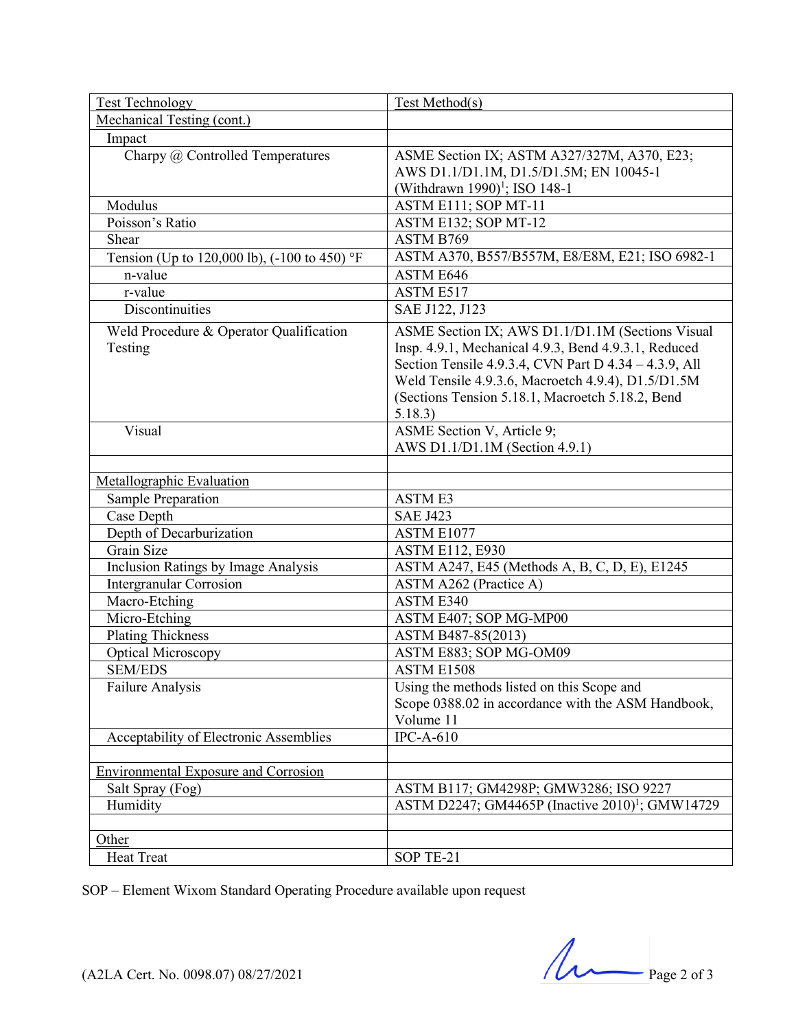| Test Technology | Test Method(s) |
|---|---|
| Mechanical Testing (cont.) | |
| Impact | |
| Charpy @ Controlled Temperatures | ASME Section IX; ASTM A327/327M, A370, E23; AWS D1.1/D1.1M, D1.5/D1.5M; EN 10045-1 (Withdrawn 1990)[1]; ISO 148-1 |
| Modulus | ASTM E111; SOP MT-11 |
| Poisson's Ratio | ASTM E132; SOP MT-12 |
| Shear | ASTM B769 |
| Tension (Up to 120,000 lb), (-100 to 450) °F | ASTM A370, B557/B557M, E8/E8M, E21; ISO 6982-1 |
| n-value | ASTM E646 |
| r-value | ASTM E517 |
| Discontinuities | SAE J122, J123 |
| Weld Procedure & Operator Qualification Testing | ASME Section IX; AWS D1.1/D1.1M (Sections Visual Insp. 4.9.1, Mechanical 4.9.3, Bend 4.9.3.1, Reduced Section Tensile 4.9.3.4, CVN Part D 4.34 – 4.3.9, All Weld Tensile 4.9.3.6, Macroetch 4.9.4), D1.5/D1.5M (Sections Tension 5.18.1, Macroetch 5.18.2, Bend 5.18.3) |
| Visual | ASME Section V, Article 9; AWS D1.1/D1.1M (Section 4.9.1) |
| | |
| Metallographic Evaluation | |
| Sample Preparation | ASTM E3 |
| Case Depth | SAE J423 |
| Depth of Decarburization | ASTM E1077 |
| Grain Size | ASTM E112, E930 |
| Inclusion Ratings by Image Analysis | ASTM A247, E45 (Methods A, B, C, D, E), E1245 |
| Intergranular Corrosion | ASTM A262 (Practice A) |
| Macro-Etching | ASTM E340 |
| Micro-Etching | ASTM E407; SOP MG-MP00 |
| Plating Thickness | ASTM B487-85(2013) |
| Optical Microscopy | ASTM E883; SOP MG-OM09 |
| SEM/EDS | ASTM E1508 |
| Failure Analysis | Using the methods listed on this Scope and Scope 0388.02 in accordance with the ASM Handbook, Volume 11 |
| Acceptability of Electronic Assemblies | IPC-A-610 |
| | |
| Environmental Exposure and Corrosion | |
| Salt Spray (Fog) | ASTM B117; GM4298P; GMW3286; ISO 9227 |
| Humidity | ASTM D2247; GM4465P (Inactive 2010)[1]; GMW14729 |
| | |
| Other | |
| Heat Treat | SOP TE-21 |

SOP – Element Wixom Standard Operating Procedure available upon request

(A2LA Cert. No. 0098.07) 08/27/2021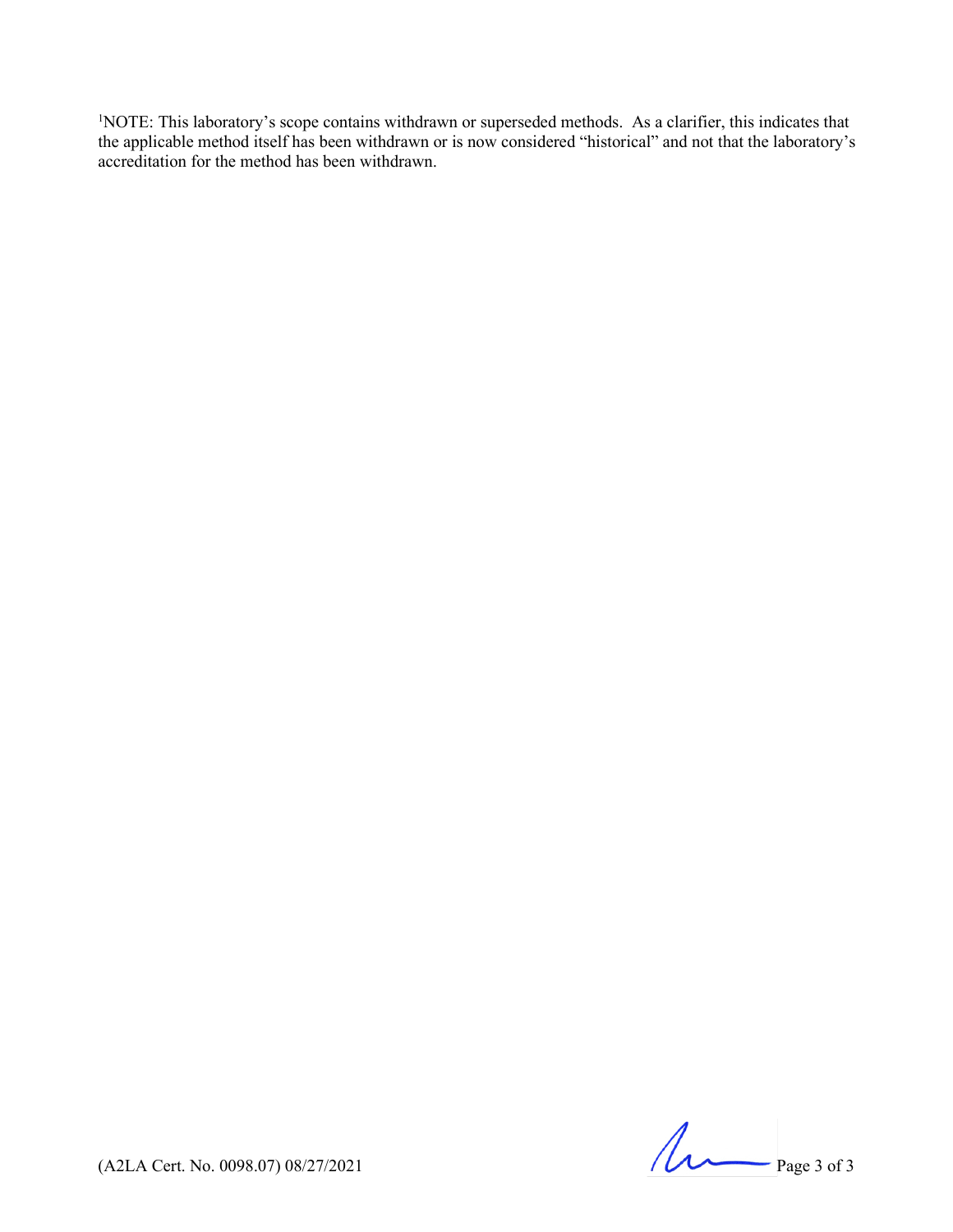[1]NOTE: This laboratory's scope contains withdrawn or superseded methods. As a clarifier, this indicates that the applicable method itself has been withdrawn or is now considered "historical" and not that the laboratory's accreditation for the method has been withdrawn.

(A2LA Cert. No. 0098.07) 08/27/2021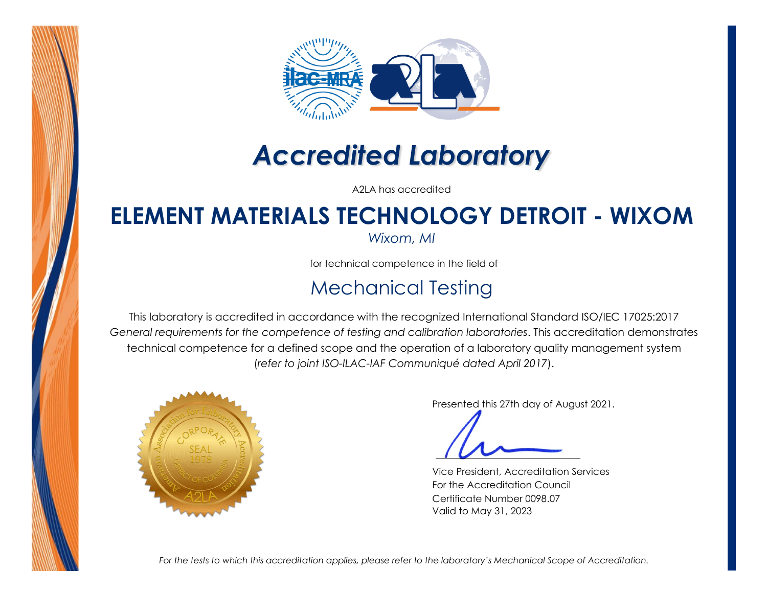# Accredited Laboratory

A2LA has accredited

## ELEMENT MATERIALS TECHNOLOGY DETROIT - WIXOM

*Wixom, MI*

for technical competence in the field of

## Mechanical Testing

This laboratory is accredited in accordance with the recognized International Standard ISO/IEC 17025:2017 *General requirements for the competence of testing and calibration laboratories*. This accreditation demonstrates technical competence for a defined scope and the operation of a laboratory quality management system (*refer to joint ISO-ILAC-IAF Communiqué dated April 2017*).

Presented this 27th day of August 2021.

Vice President, Accreditation Services
For the Accreditation Council
Certificate Number 0098.07
Valid to May 31, 2023

*For the tests to which this accreditation applies, please refer to the laboratory's Mechanical Scope of Accreditation.*